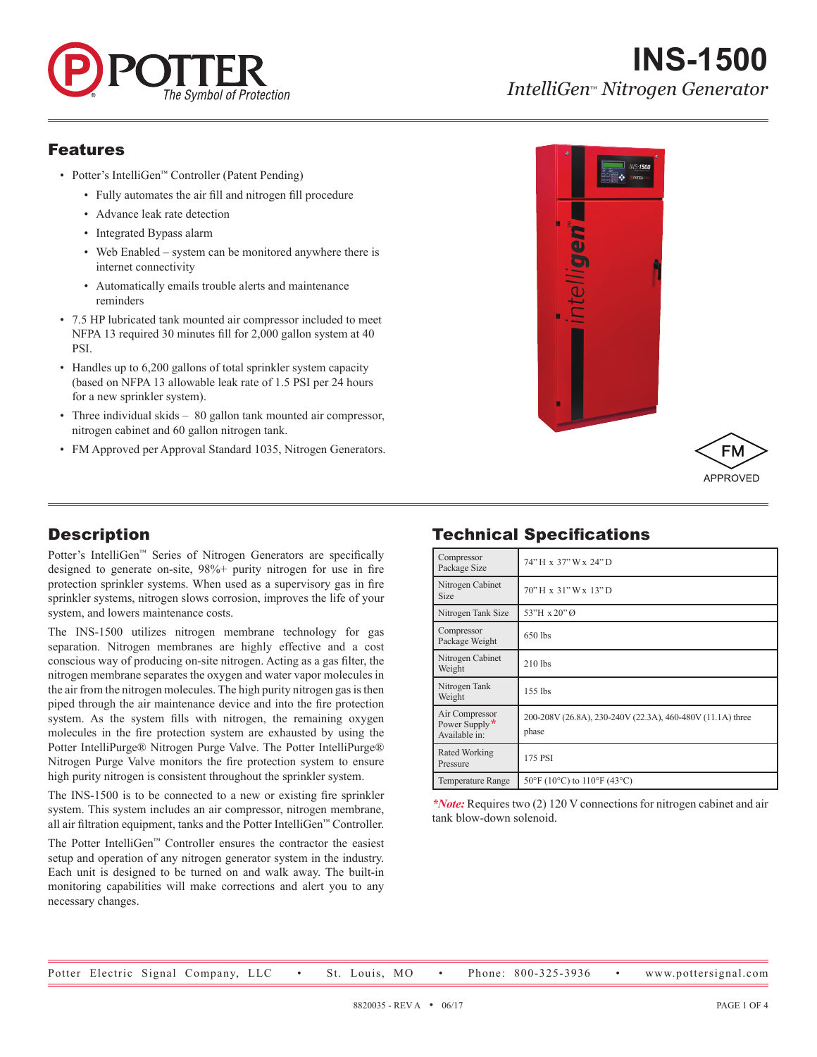# INS-1500

*IntelliGen™ Nitrogen Generator*

## Features

- Potter's IntelliGen™ Controller (Patent Pending)
  - Fully automates the air fill and nitrogen fill procedure
  - Advance leak rate detection
  - Integrated Bypass alarm
  - Web Enabled – system can be monitored anywhere there is internet connectivity
  - Automatically emails trouble alerts and maintenance reminders
- 7.5 HP lubricated tank mounted air compressor included to meet NFPA 13 required 30 minutes fill for 2,000 gallon system at 40 PSI.
- Handles up to 6,200 gallons of total sprinkler system capacity (based on NFPA 13 allowable leak rate of 1.5 PSI per 24 hours for a new sprinkler system).
- Three individual skids – 80 gallon tank mounted air compressor, nitrogen cabinet and 60 gallon nitrogen tank.
- FM Approved per Approval Standard 1035, Nitrogen Generators.

FM APPROVED

## Description

Potter's IntelliGen™ Series of Nitrogen Generators are specifically designed to generate on-site, 98%+ purity nitrogen for use in fire protection sprinkler systems. When used as a supervisory gas in fire sprinkler systems, nitrogen slows corrosion, improves the life of your system, and lowers maintenance costs.

The INS-1500 utilizes nitrogen membrane technology for gas separation. Nitrogen membranes are highly effective and a cost conscious way of producing on-site nitrogen. Acting as a gas filter, the nitrogen membrane separates the oxygen and water vapor molecules in the air from the nitrogen molecules. The high purity nitrogen gas is then piped through the air maintenance device and into the fire protection system. As the system fills with nitrogen, the remaining oxygen molecules in the fire protection system are exhausted by using the Potter IntelliPurge® Nitrogen Purge Valve. The Potter IntelliPurge® Nitrogen Purge Valve monitors the fire protection system to ensure high purity nitrogen is consistent throughout the sprinkler system.

The INS-1500 is to be connected to a new or existing fire sprinkler system. This system includes an air compressor, nitrogen membrane, all air filtration equipment, tanks and the Potter IntelliGen™ Controller.

The Potter IntelliGen™ Controller ensures the contractor the easiest setup and operation of any nitrogen generator system in the industry. Each unit is designed to be turned on and walk away. The built-in monitoring capabilities will make corrections and alert you to any necessary changes.

## Technical Specifications

| | |
|---|---|
| Compressor Package Size | 74" H x 37" W x 24" D |
| Nitrogen Cabinet Size | 70" H x 31" W x 13" D |
| Nitrogen Tank Size | 53"H x 20" Ø |
| Compressor Package Weight | 650 lbs |
| Nitrogen Cabinet Weight | 210 lbs |
| Nitrogen Tank Weight | 155 lbs |
| Air Compressor Power Supply* Available in: | 200-208V (26.8A), 230-240V (22.3A), 460-480V (11.1A) three phase |
| Rated Working Pressure | 175 PSI |
| Temperature Range | 50°F (10°C) to 110°F (43°C) |

***Note:*** Requires two (2) 120 V connections for nitrogen cabinet and air tank blow-down solenoid.

Potter Electric Signal Company, LLC • St. Louis, MO • Phone: 800-325-3936 • www.pottersignal.com

8820035 - REV A • 06/17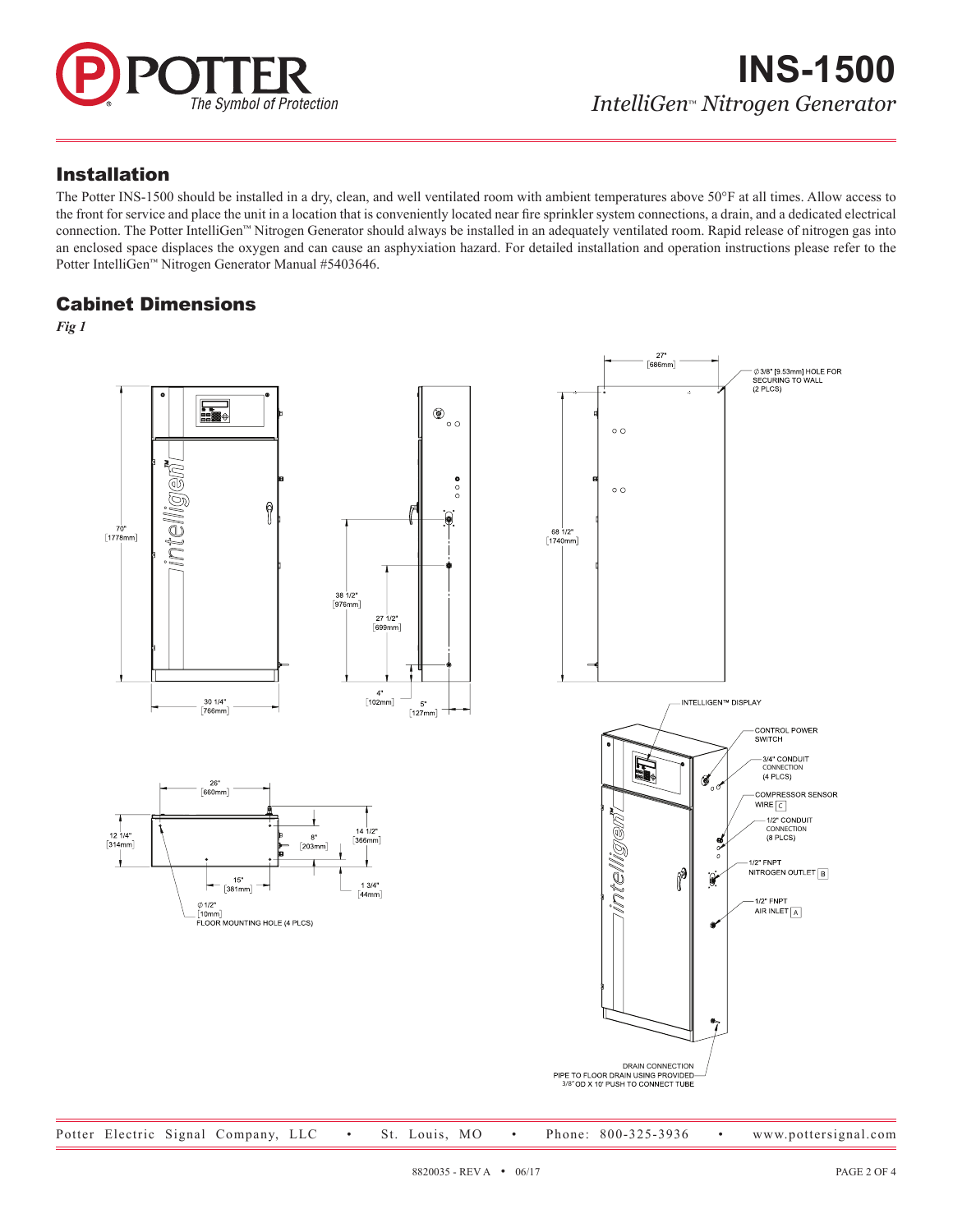## Installation

The Potter INS-1500 should be installed in a dry, clean, and well ventilated room with ambient temperatures above 50°F at all times. Allow access to the front for service and place the unit in a location that is conveniently located near fire sprinkler system connections, a drain, and a dedicated electrical connection. The Potter IntelliGen™ Nitrogen Generator should always be installed in an adequately ventilated room. Rapid release of nitrogen gas into an enclosed space displaces the oxygen and can cause an asphyxiation hazard. For detailed installation and operation instructions please refer to the Potter IntelliGen™ Nitrogen Generator Manual #5403646.

## Cabinet Dimensions

*Fig 1*

70" [1778mm]
30 1/4" [766mm]
38 1/2" [976mm]
27 1/2" [699mm]
4" [102mm]
5" [127mm]
27" [686mm]
∅ 3/8" [9.53mm] HOLE FOR SECURING TO WALL (2 PLCS)
68 1/2" [1740mm]
26" [660mm]
12 1/4" [314mm]
8" [203mm]
14 1/2" [366mm]
15" [381mm]
1 3/4" [44mm]
∅ 1/2" [10mm] FLOOR MOUNTING HOLE (4 PLCS)

INTELLIGEN™ DISPLAY
CONTROL POWER SWITCH
3/4" CONDUIT CONNECTION (4 PLCS)
COMPRESSOR SENSOR WIRE [C]
1/2" CONDUIT CONNECTION (8 PLCS)
1/2" FNPT NITROGEN OUTLET [B]
1/2" FNPT AIR INLET [A]
DRAIN CONNECTION PIPE TO FLOOR DRAIN USING PROVIDED 3/8" OD X 10' PUSH TO CONNECT TUBE

Potter Electric Signal Company, LLC • St. Louis, MO • Phone: 800-325-3936 • www.pottersignal.com

8820035 - REV A • 06/17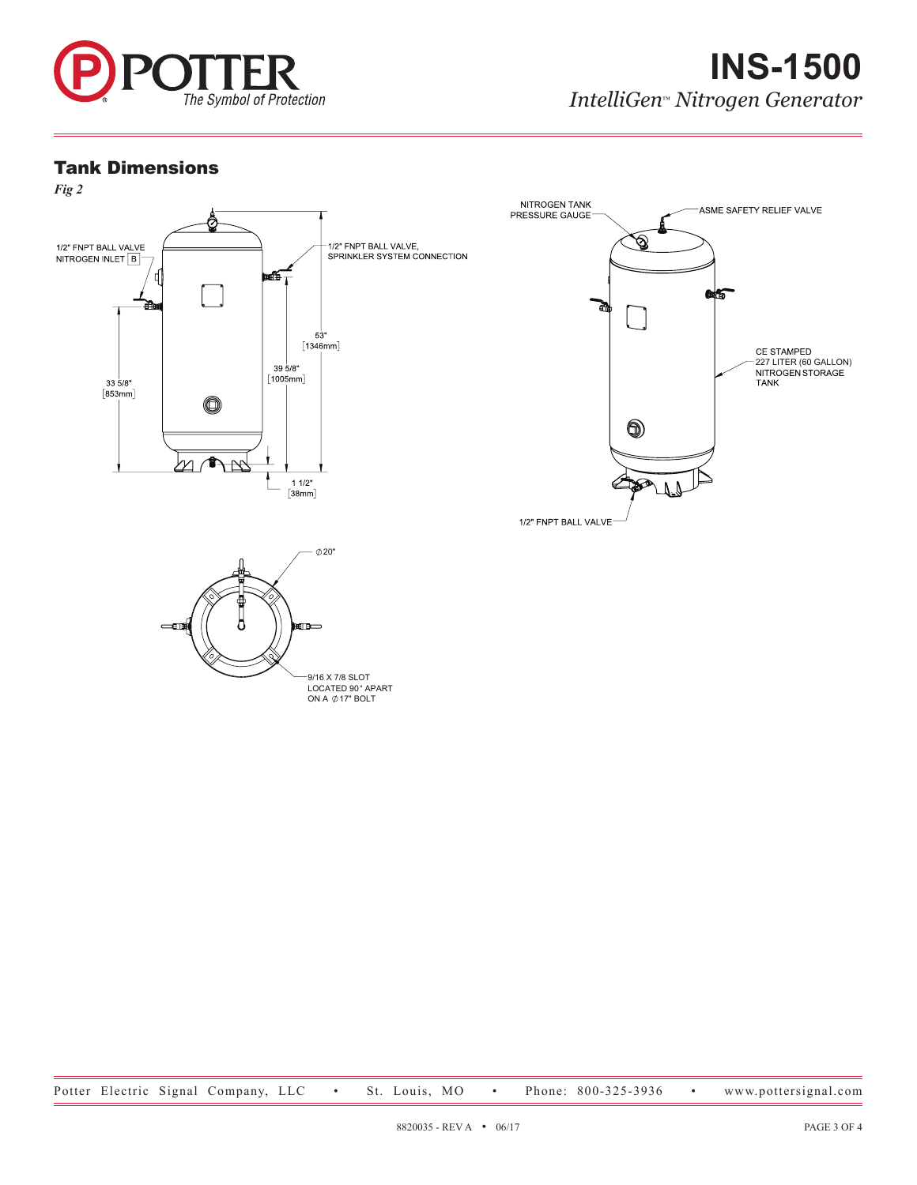## Tank Dimensions

*Fig 2*

1/2" FNPT BALL VALVE
NITROGEN INLET [B]

1/2" FNPT BALL VALVE,
SPRINKLER SYSTEM CONNECTION

53"
[1346mm]

39 5/8"
[1005mm]

33 5/8"
[853mm]

1 1/2"
[38mm]

NITROGEN TANK
PRESSURE GAUGE

ASME SAFETY RELIEF VALVE

CE STAMPED
227 LITER (60 GALLON)
NITROGEN STORAGE
TANK

1/2" FNPT BALL VALVE

∅20"

9/16 X 7/8 SLOT
LOCATED 90° APART
ON A ∅17" BOLT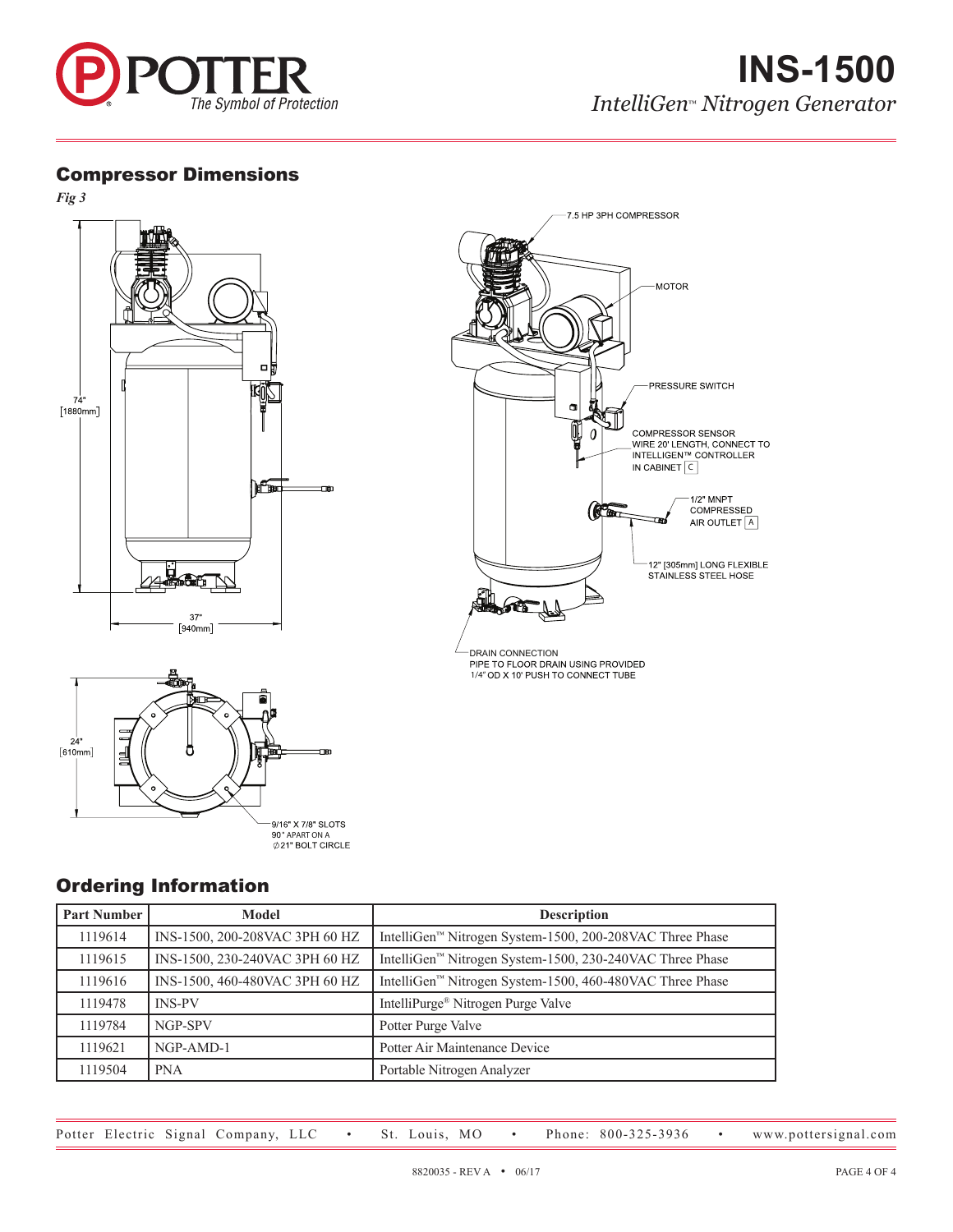## Compressor Dimensions

*Fig 3*

74"
[1880mm]

37"
[940mm]

24"
[610mm]

9/16" X 7/8" SLOTS
90° APART ON A
∅21" BOLT CIRCLE

7.5 HP 3PH COMPRESSOR

MOTOR

PRESSURE SWITCH

COMPRESSOR SENSOR
WIRE 20' LENGTH, CONNECT TO
INTELLIGEN™ CONTROLLER
IN CABINET C

1/2" MNPT
COMPRESSED
AIR OUTLET A

12" [305mm] LONG FLEXIBLE
STAINLESS STEEL HOSE

DRAIN CONNECTION
PIPE TO FLOOR DRAIN USING PROVIDED
1/4" OD X 10' PUSH TO CONNECT TUBE

## Ordering Information

| Part Number | Model | Description |
|---|---|---|
| 1119614 | INS-1500, 200-208VAC 3PH 60 HZ | IntelliGen™ Nitrogen System-1500, 200-208VAC Three Phase |
| 1119615 | INS-1500, 230-240VAC 3PH 60 HZ | IntelliGen™ Nitrogen System-1500, 230-240VAC Three Phase |
| 1119616 | INS-1500, 460-480VAC 3PH 60 HZ | IntelliGen™ Nitrogen System-1500, 460-480VAC Three Phase |
| 1119478 | INS-PV | IntelliPurge® Nitrogen Purge Valve |
| 1119784 | NGP-SPV | Potter Purge Valve |
| 1119621 | NGP-AMD-1 | Potter Air Maintenance Device |
| 1119504 | PNA | Portable Nitrogen Analyzer |

Potter Electric Signal Company, LLC • St. Louis, MO • Phone: 800-325-3936 • www.pottersignal.com

8820035 - REV A • 06/17